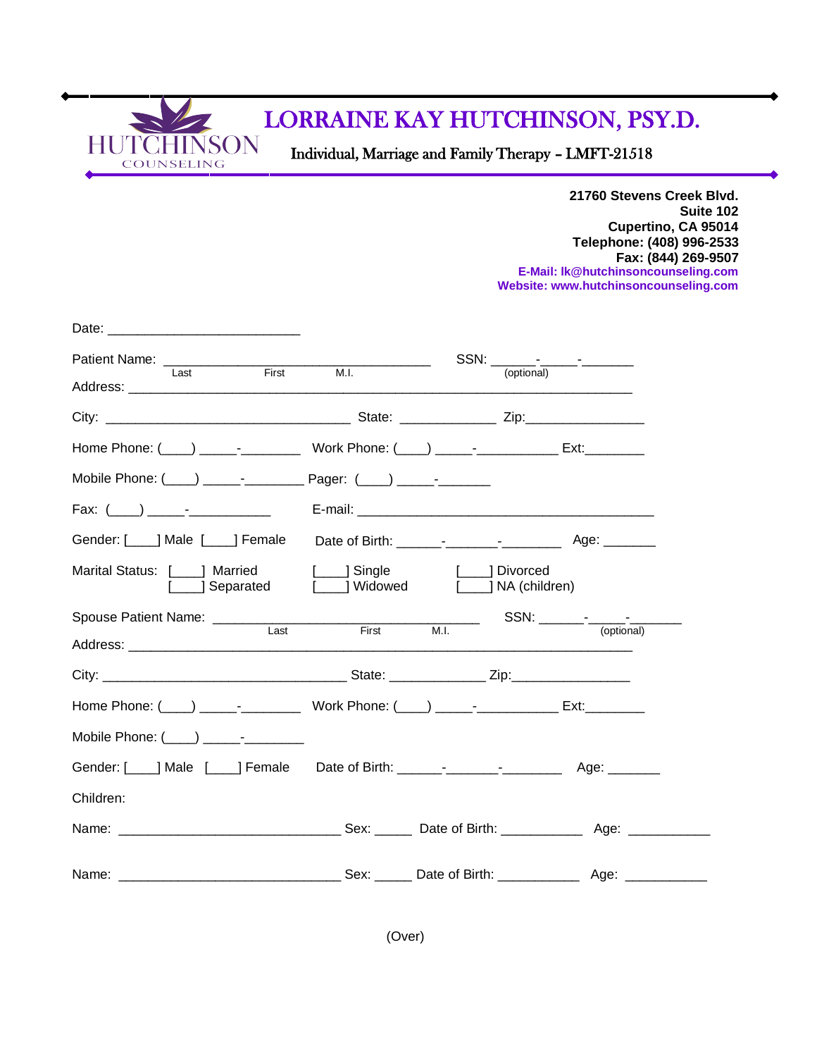HUTCHINSON
COUNSELING

# LORRAINE KAY HUTCHINSON, PSY.D.

Individual, Marriage and Family Therapy – LMFT-21518

**21760 Stevens Creek Blvd.**
**Suite 102**
**Cupertino, CA 95014**
**Telephone: (408) 996-2533**
**Fax: (844) 269-9507**
**E-Mail: lk@hutchinsoncounseling.com**
**Website: www.hutchinsoncounseling.com**

Date: ___________________________

Patient Name: _____________________________________ SSN: ______-_____-_______
Last First M.I. (optional)

Address: _____________________________________________________________________

City: __________________________________ State: _____________ Zip:________________

Home Phone: (____) _____-________ Work Phone: (____) _____-___________ Ext:________

Mobile Phone: (____) _____-________ Pager: (____) _____-_______

Fax: (____) _____-___________ E-mail: __________________________________________

Gender: [____] Male [____] Female Date of Birth: ______-_______-________ Age: _______

Marital Status: [____] Married [____] Single [____] Divorced
[____] Separated [____] Widowed [____] NA (children)

Spouse Patient Name: _____________________________________ SSN: ______-_____-_______
Last First M.I. (optional)

Address: _____________________________________________________________________

City: __________________________________ State: _____________ Zip:________________

Home Phone: (____) _____-________ Work Phone: (____) _____-___________ Ext:________

Mobile Phone: (____) _____-________

Gender: [____] Male [____] Female Date of Birth: ______-_______-________ Age: _______

Children:

Name: _______________________________ Sex: _____ Date of Birth: ___________ Age: ___________

Name: _______________________________ Sex: _____ Date of Birth: ___________ Age: ___________

(Over)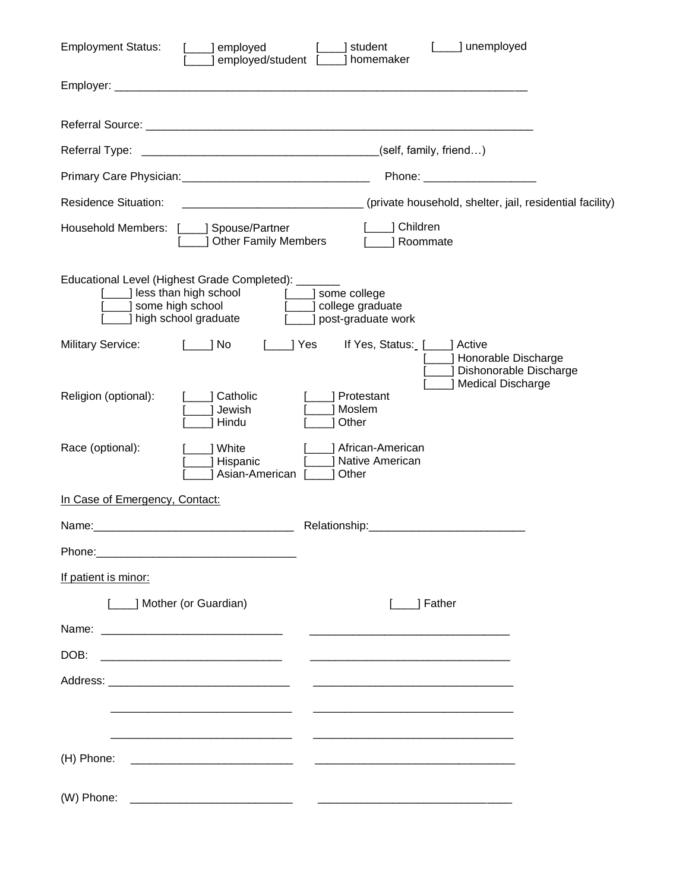Employment Status: [____] employed [____] student [____] unemployed
[____] employed/student [____] homemaker

Employer: ____________________________________________________________________

Referral Source: _______________________________________________________________

Referral Type: ______________________________________(self, family, friend…)

Primary Care Physician:______________________________ Phone: _________________

Residence Situation: _____________________________ (private household, shelter, jail, residential facility)

Household Members: [____] Spouse/Partner [____] Children
[____] Other Family Members [____] Roommate

Educational Level (Highest Grade Completed): _______
[____] less than high school [____] some college
[____] some high school [____] college graduate
[____] high school graduate [____] post-graduate work

Military Service: [____] No [____] Yes If Yes, Status: [____] Active
[____] Honorable Discharge
[____] Dishonorable Discharge
[____] Medical Discharge

Religion (optional): [____] Catholic [____] Protestant
[____] Jewish [____] Moslem
[____] Hindu [____] Other

Race (optional): [____] White [____] African-American
[____] Hispanic [____] Native American
[____] Asian-American [____] Other

In Case of Emergency, Contact:

Name:________________________________ Relationship:_________________________

Phone:________________________________

If patient is minor:

| [____] Mother (or Guardian) | [____] Father |
|---|---|
| Name: _____________________________ | _______________________________ |
| DOB: _____________________________ | _______________________________ |
| Address: _____________________________ | _______________________________ |
| _____________________________ | _______________________________ |
| _____________________________ | _______________________________ |
| (H) Phone: _________________________ | _______________________________ |
| (W) Phone: _________________________ | _______________________________ |